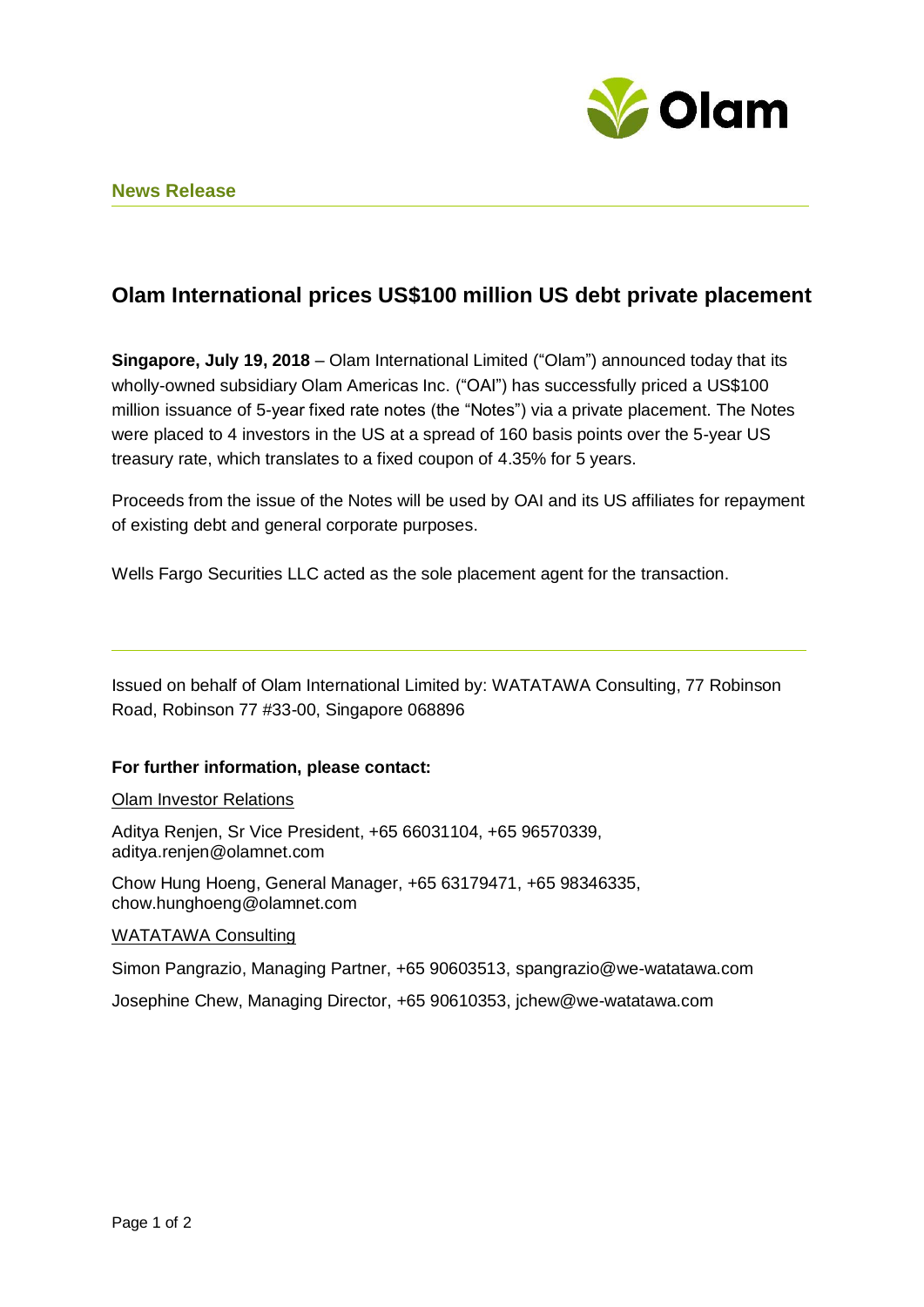**News Release**

# Olam International prices US$100 million US debt private placement

**Singapore, July 19, 2018** – Olam International Limited ("Olam") announced today that its wholly-owned subsidiary Olam Americas Inc. ("OAI") has successfully priced a US$100 million issuance of 5-year fixed rate notes (the "Notes") via a private placement. The Notes were placed to 4 investors in the US at a spread of 160 basis points over the 5-year US treasury rate, which translates to a fixed coupon of 4.35% for 5 years.

Proceeds from the issue of the Notes will be used by OAI and its US affiliates for repayment of existing debt and general corporate purposes.

Wells Fargo Securities LLC acted as the sole placement agent for the transaction.

---

Issued on behalf of Olam International Limited by: WATATAWA Consulting, 77 Robinson Road, Robinson 77 #33-00, Singapore 068896

**For further information, please contact:**

Olam Investor Relations

Aditya Renjen, Sr Vice President, +65 66031104, +65 96570339, aditya.renjen@olamnet.com

Chow Hung Hoeng, General Manager, +65 63179471, +65 98346335, chow.hunghoeng@olamnet.com

WATATAWA Consulting

Simon Pangrazio, Managing Partner, +65 90603513, spangrazio@we-watatawa.com

Josephine Chew, Managing Director, +65 90610353, jchew@we-watatawa.com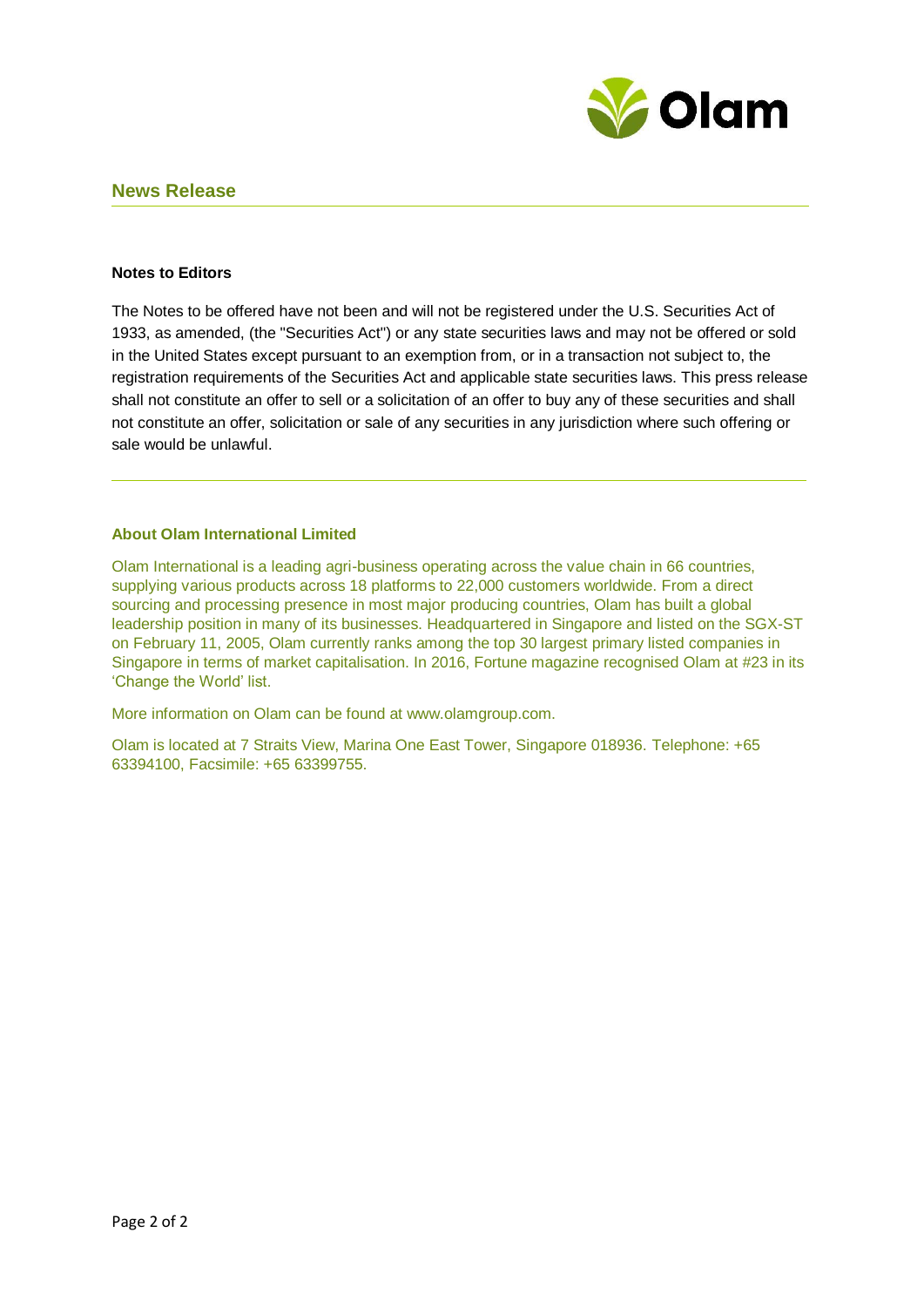## News Release

**Notes to Editors**

The Notes to be offered have not been and will not be registered under the U.S. Securities Act of 1933, as amended, (the "Securities Act") or any state securities laws and may not be offered or sold in the United States except pursuant to an exemption from, or in a transaction not subject to, the registration requirements of the Securities Act and applicable state securities laws. This press release shall not constitute an offer to sell or a solicitation of an offer to buy any of these securities and shall not constitute an offer, solicitation or sale of any securities in any jurisdiction where such offering or sale would be unlawful.

---

**About Olam International Limited**

Olam International is a leading agri-business operating across the value chain in 66 countries, supplying various products across 18 platforms to 22,000 customers worldwide. From a direct sourcing and processing presence in most major producing countries, Olam has built a global leadership position in many of its businesses. Headquartered in Singapore and listed on the SGX-ST on February 11, 2005, Olam currently ranks among the top 30 largest primary listed companies in Singapore in terms of market capitalisation. In 2016, Fortune magazine recognised Olam at #23 in its 'Change the World' list.

More information on Olam can be found at www.olamgroup.com.

Olam is located at 7 Straits View, Marina One East Tower, Singapore 018936. Telephone: +65 63394100, Facsimile: +65 63399755.